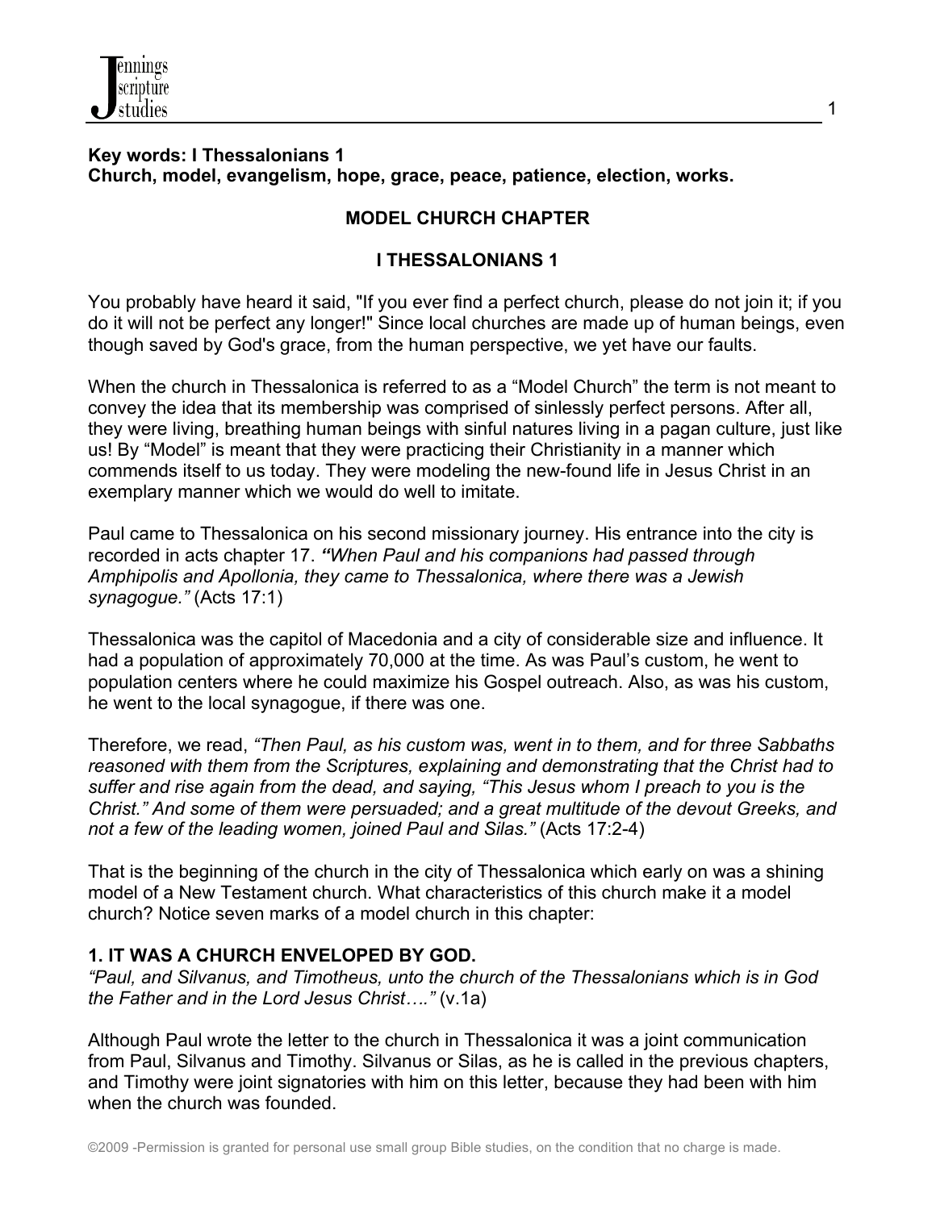**Key words: I Thessalonians 1**
**Church, model, evangelism, hope, grace, peace, patience, election, works.**

## MODEL CHURCH CHAPTER

## I THESSALONIANS 1

You probably have heard it said, "If you ever find a perfect church, please do not join it; if you do it will not be perfect any longer!" Since local churches are made up of human beings, even though saved by God's grace, from the human perspective, we yet have our faults.

When the church in Thessalonica is referred to as a "Model Church" the term is not meant to convey the idea that its membership was comprised of sinlessly perfect persons. After all, they were living, breathing human beings with sinful natures living in a pagan culture, just like us! By "Model" is meant that they were practicing their Christianity in a manner which commends itself to us today. They were modeling the new-found life in Jesus Christ in an exemplary manner which we would do well to imitate.

Paul came to Thessalonica on his second missionary journey. His entrance into the city is recorded in acts chapter 17. ***"****When Paul and his companions had passed through Amphipolis and Apollonia, they came to Thessalonica, where there was a Jewish synagogue."* (Acts 17:1)

Thessalonica was the capitol of Macedonia and a city of considerable size and influence. It had a population of approximately 70,000 at the time. As was Paul's custom, he went to population centers where he could maximize his Gospel outreach. Also, as was his custom, he went to the local synagogue, if there was one.

Therefore, we read, *"Then Paul, as his custom was, went in to them, and for three Sabbaths reasoned with them from the Scriptures, explaining and demonstrating that the Christ had to suffer and rise again from the dead, and saying, "This Jesus whom I preach to you is the Christ." And some of them were persuaded; and a great multitude of the devout Greeks, and not a few of the leading women, joined Paul and Silas."* (Acts 17:2-4)

That is the beginning of the church in the city of Thessalonica which early on was a shining model of a New Testament church. What characteristics of this church make it a model church? Notice seven marks of a model church in this chapter:

### 1. IT WAS A CHURCH ENVELOPED BY GOD.

*"Paul, and Silvanus, and Timotheus, unto the church of the Thessalonians which is in God the Father and in the Lord Jesus Christ…."* (v.1a)

Although Paul wrote the letter to the church in Thessalonica it was a joint communication from Paul, Silvanus and Timothy. Silvanus or Silas, as he is called in the previous chapters, and Timothy were joint signatories with him on this letter, because they had been with him when the church was founded.

©2009 -Permission is granted for personal use small group Bible studies, on the condition that no charge is made.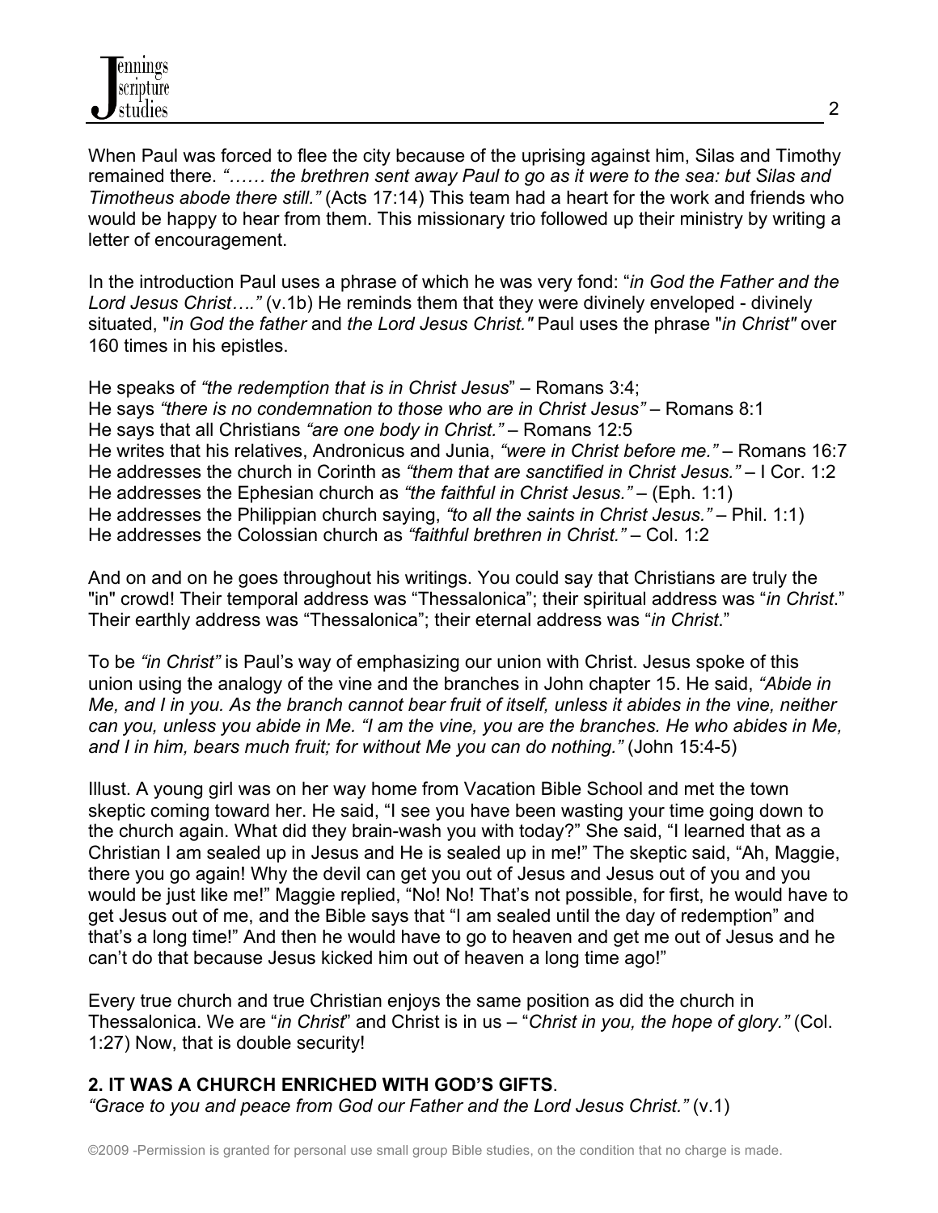When Paul was forced to flee the city because of the uprising against him, Silas and Timothy remained there. *"…… the brethren sent away Paul to go as it were to the sea: but Silas and Timotheus abode there still."* (Acts 17:14) This team had a heart for the work and friends who would be happy to hear from them. This missionary trio followed up their ministry by writing a letter of encouragement.

In the introduction Paul uses a phrase of which he was very fond: "*in God the Father and the Lord Jesus Christ…."* (v.1b) He reminds them that they were divinely enveloped - divinely situated, "*in God the father* and *the Lord Jesus Christ."* Paul uses the phrase "*in Christ"* over 160 times in his epistles.

He speaks of *"the redemption that is in Christ Jesus*" – Romans 3:4;
He says *"there is no condemnation to those who are in Christ Jesus"* – Romans 8:1
He says that all Christians *"are one body in Christ."* – Romans 12:5
He writes that his relatives, Andronicus and Junia, *"were in Christ before me."* – Romans 16:7
He addresses the church in Corinth as *"them that are sanctified in Christ Jesus."* – I Cor. 1:2
He addresses the Ephesian church as *"the faithful in Christ Jesus."* – (Eph. 1:1)
He addresses the Philippian church saying, *"to all the saints in Christ Jesus."* – Phil. 1:1)
He addresses the Colossian church as *"faithful brethren in Christ."* – Col. 1:2

And on and on he goes throughout his writings. You could say that Christians are truly the "in" crowd! Their temporal address was "Thessalonica"; their spiritual address was "*in Christ*." Their earthly address was "Thessalonica"; their eternal address was "*in Christ*."

To be *"in Christ"* is Paul's way of emphasizing our union with Christ. Jesus spoke of this union using the analogy of the vine and the branches in John chapter 15. He said, *"Abide in Me, and I in you. As the branch cannot bear fruit of itself, unless it abides in the vine, neither can you, unless you abide in Me. "I am the vine, you are the branches. He who abides in Me, and I in him, bears much fruit; for without Me you can do nothing."* (John 15:4-5)

Illust. A young girl was on her way home from Vacation Bible School and met the town skeptic coming toward her. He said, "I see you have been wasting your time going down to the church again. What did they brain-wash you with today?" She said, "I learned that as a Christian I am sealed up in Jesus and He is sealed up in me!" The skeptic said, "Ah, Maggie, there you go again! Why the devil can get you out of Jesus and Jesus out of you and you would be just like me!" Maggie replied, "No! No! That's not possible, for first, he would have to get Jesus out of me, and the Bible says that "I am sealed until the day of redemption" and that's a long time!" And then he would have to go to heaven and get me out of Jesus and he can't do that because Jesus kicked him out of heaven a long time ago!"

Every true church and true Christian enjoys the same position as did the church in Thessalonica. We are "*in Christ*" and Christ is in us – "*Christ in you, the hope of glory."* (Col. 1:27) Now, that is double security!

## 2. IT WAS A CHURCH ENRICHED WITH GOD'S GIFTS.

*"Grace to you and peace from God our Father and the Lord Jesus Christ."* (v.1)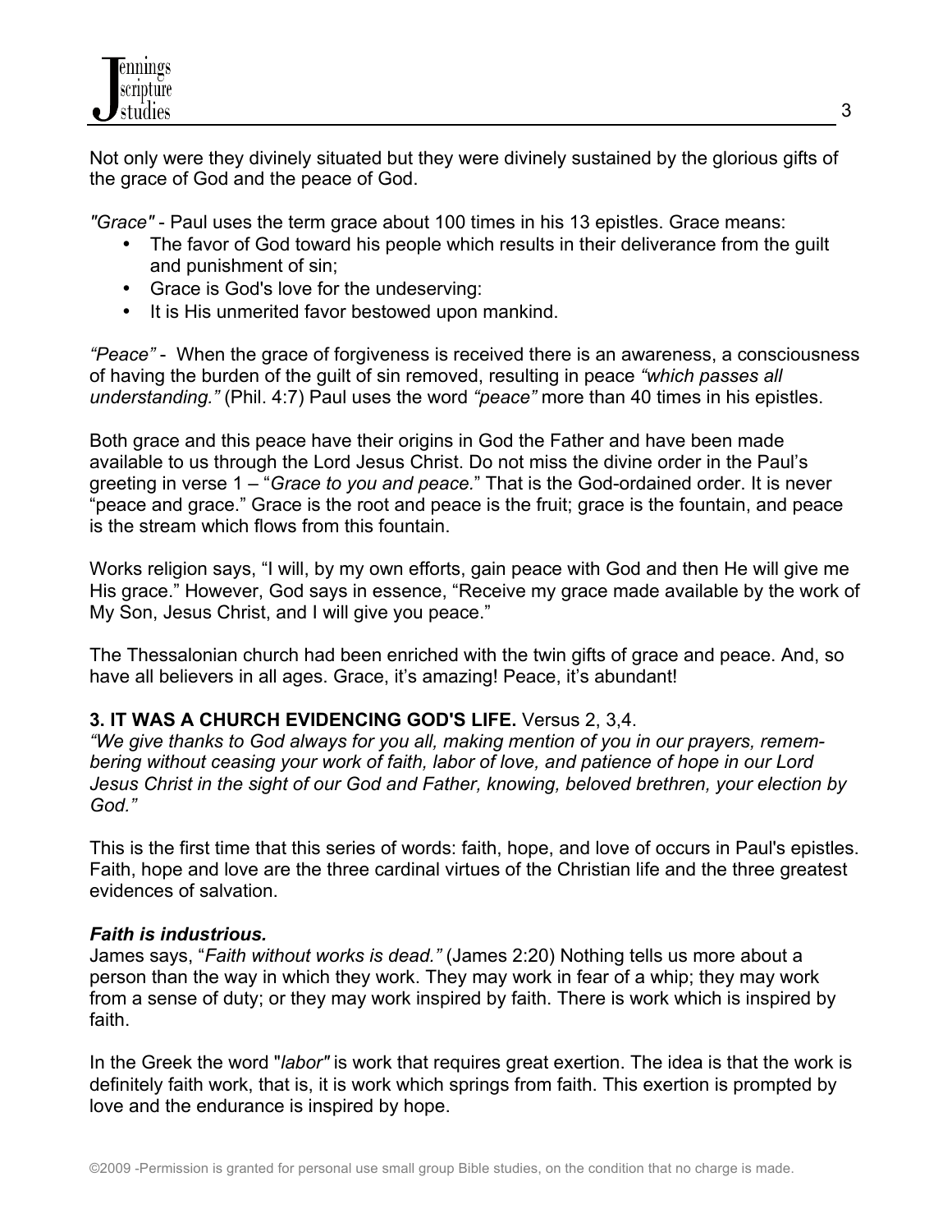Not only were they divinely situated but they were divinely sustained by the glorious gifts of the grace of God and the peace of God.

*"Grace"* - Paul uses the term grace about 100 times in his 13 epistles. Grace means:

- The favor of God toward his people which results in their deliverance from the guilt and punishment of sin;
- Grace is God's love for the undeserving:
- It is His unmerited favor bestowed upon mankind.

*"Peace"* - When the grace of forgiveness is received there is an awareness, a consciousness of having the burden of the guilt of sin removed, resulting in peace *"which passes all understanding."* (Phil. 4:7) Paul uses the word *"peace"* more than 40 times in his epistles.

Both grace and this peace have their origins in God the Father and have been made available to us through the Lord Jesus Christ. Do not miss the divine order in the Paul's greeting in verse 1 – "*Grace to you and peace.*" That is the God-ordained order. It is never "peace and grace." Grace is the root and peace is the fruit; grace is the fountain, and peace is the stream which flows from this fountain.

Works religion says, "I will, by my own efforts, gain peace with God and then He will give me His grace." However, God says in essence, "Receive my grace made available by the work of My Son, Jesus Christ, and I will give you peace."

The Thessalonian church had been enriched with the twin gifts of grace and peace. And, so have all believers in all ages. Grace, it's amazing! Peace, it's abundant!

**3. IT WAS A CHURCH EVIDENCING GOD'S LIFE.** Versus 2, 3,4.

*"We give thanks to God always for you all, making mention of you in our prayers, remembering without ceasing your work of faith, labor of love, and patience of hope in our Lord Jesus Christ in the sight of our God and Father, knowing, beloved brethren, your election by God."*

This is the first time that this series of words: faith, hope, and love of occurs in Paul's epistles. Faith, hope and love are the three cardinal virtues of the Christian life and the three greatest evidences of salvation.

***Faith is industrious.***

James says, "*Faith without works is dead.*" (James 2:20) Nothing tells us more about a person than the way in which they work. They may work in fear of a whip; they may work from a sense of duty; or they may work inspired by faith. There is work which is inspired by faith.

In the Greek the word "*labor*" is work that requires great exertion. The idea is that the work is definitely faith work, that is, it is work which springs from faith. This exertion is prompted by love and the endurance is inspired by hope.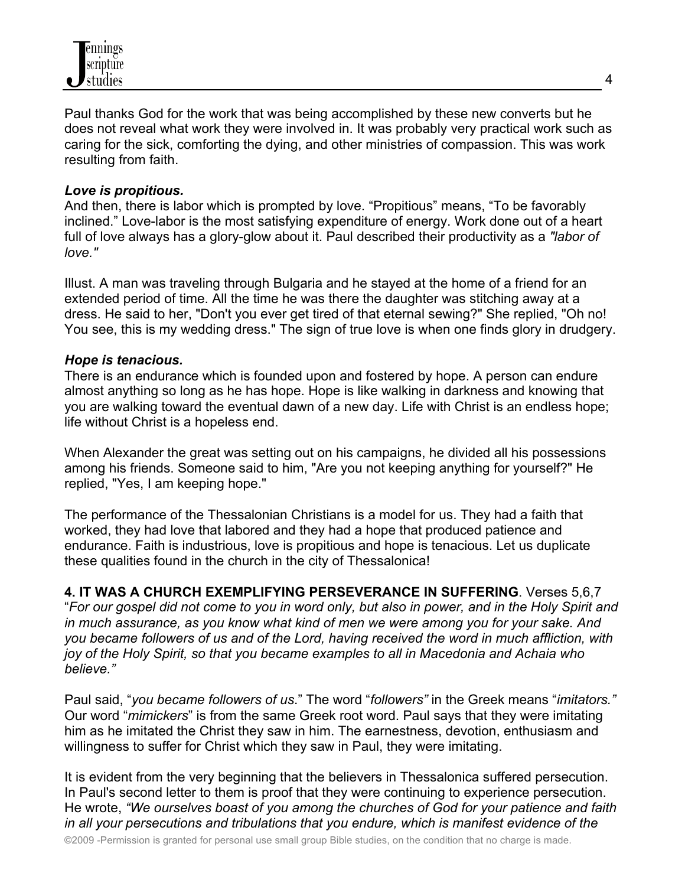Paul thanks God for the work that was being accomplished by these new converts but he does not reveal what work they were involved in. It was probably very practical work such as caring for the sick, comforting the dying, and other ministries of compassion. This was work resulting from faith.

***Love is propitious.***

And then, there is labor which is prompted by love. "Propitious" means, "To be favorably inclined." Love-labor is the most satisfying expenditure of energy. Work done out of a heart full of love always has a glory-glow about it. Paul described their productivity as a *"labor of love."*

Illust. A man was traveling through Bulgaria and he stayed at the home of a friend for an extended period of time. All the time he was there the daughter was stitching away at a dress. He said to her, "Don't you ever get tired of that eternal sewing?" She replied, "Oh no! You see, this is my wedding dress." The sign of true love is when one finds glory in drudgery.

***Hope is tenacious.***

There is an endurance which is founded upon and fostered by hope. A person can endure almost anything so long as he has hope. Hope is like walking in darkness and knowing that you are walking toward the eventual dawn of a new day. Life with Christ is an endless hope; life without Christ is a hopeless end.

When Alexander the great was setting out on his campaigns, he divided all his possessions among his friends. Someone said to him, "Are you not keeping anything for yourself?" He replied, "Yes, I am keeping hope."

The performance of the Thessalonian Christians is a model for us. They had a faith that worked, they had love that labored and they had a hope that produced patience and endurance. Faith is industrious, love is propitious and hope is tenacious. Let us duplicate these qualities found in the church in the city of Thessalonica!

**4. IT WAS A CHURCH EXEMPLIFYING PERSEVERANCE IN SUFFERING**. Verses 5,6,7
"*For our gospel did not come to you in word only, but also in power, and in the Holy Spirit and in much assurance, as you know what kind of men we were among you for your sake. And you became followers of us and of the Lord, having received the word in much affliction, with joy of the Holy Spirit, so that you became examples to all in Macedonia and Achaia who believe."*

Paul said, "*you became followers of us*." The word "*followers"* in the Greek means "*imitators."* Our word "*mimickers*" is from the same Greek root word. Paul says that they were imitating him as he imitated the Christ they saw in him. The earnestness, devotion, enthusiasm and willingness to suffer for Christ which they saw in Paul, they were imitating.

It is evident from the very beginning that the believers in Thessalonica suffered persecution. In Paul's second letter to them is proof that they were continuing to experience persecution. He wrote, *"We ourselves boast of you among the churches of God for your patience and faith in all your persecutions and tribulations that you endure, which is manifest evidence of the*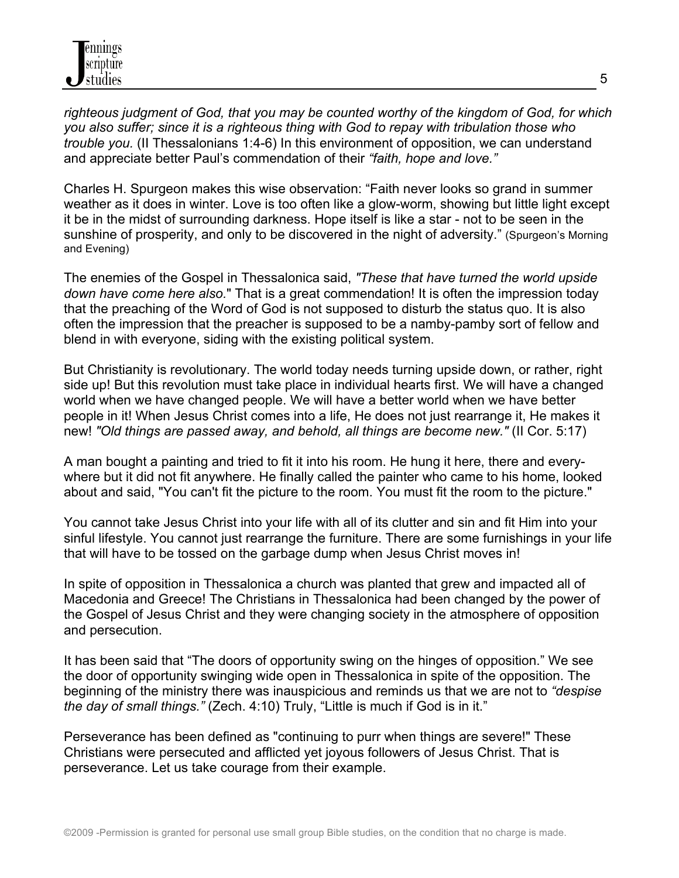*righteous judgment of God, that you may be counted worthy of the kingdom of God, for which you also suffer; since it is a righteous thing with God to repay with tribulation those who trouble you.* (II Thessalonians 1:4-6) In this environment of opposition, we can understand and appreciate better Paul's commendation of their *"faith, hope and love."*

Charles H. Spurgeon makes this wise observation: "Faith never looks so grand in summer weather as it does in winter. Love is too often like a glow-worm, showing but little light except it be in the midst of surrounding darkness. Hope itself is like a star - not to be seen in the sunshine of prosperity, and only to be discovered in the night of adversity." (Spurgeon's Morning and Evening)

The enemies of the Gospel in Thessalonica said, *"These that have turned the world upside down have come here also.*" That is a great commendation! It is often the impression today that the preaching of the Word of God is not supposed to disturb the status quo. It is also often the impression that the preacher is supposed to be a namby-pamby sort of fellow and blend in with everyone, siding with the existing political system.

But Christianity is revolutionary. The world today needs turning upside down, or rather, right side up! But this revolution must take place in individual hearts first. We will have a changed world when we have changed people. We will have a better world when we have better people in it! When Jesus Christ comes into a life, He does not just rearrange it, He makes it new! *"Old things are passed away, and behold, all things are become new."* (II Cor. 5:17)

A man bought a painting and tried to fit it into his room. He hung it here, there and everywhere but it did not fit anywhere. He finally called the painter who came to his home, looked about and said, "You can't fit the picture to the room. You must fit the room to the picture."

You cannot take Jesus Christ into your life with all of its clutter and sin and fit Him into your sinful lifestyle. You cannot just rearrange the furniture. There are some furnishings in your life that will have to be tossed on the garbage dump when Jesus Christ moves in!

In spite of opposition in Thessalonica a church was planted that grew and impacted all of Macedonia and Greece! The Christians in Thessalonica had been changed by the power of the Gospel of Jesus Christ and they were changing society in the atmosphere of opposition and persecution.

It has been said that "The doors of opportunity swing on the hinges of opposition." We see the door of opportunity swinging wide open in Thessalonica in spite of the opposition. The beginning of the ministry there was inauspicious and reminds us that we are not to *"despise the day of small things."* (Zech. 4:10) Truly, "Little is much if God is in it."

Perseverance has been defined as "continuing to purr when things are severe!" These Christians were persecuted and afflicted yet joyous followers of Jesus Christ. That is perseverance. Let us take courage from their example.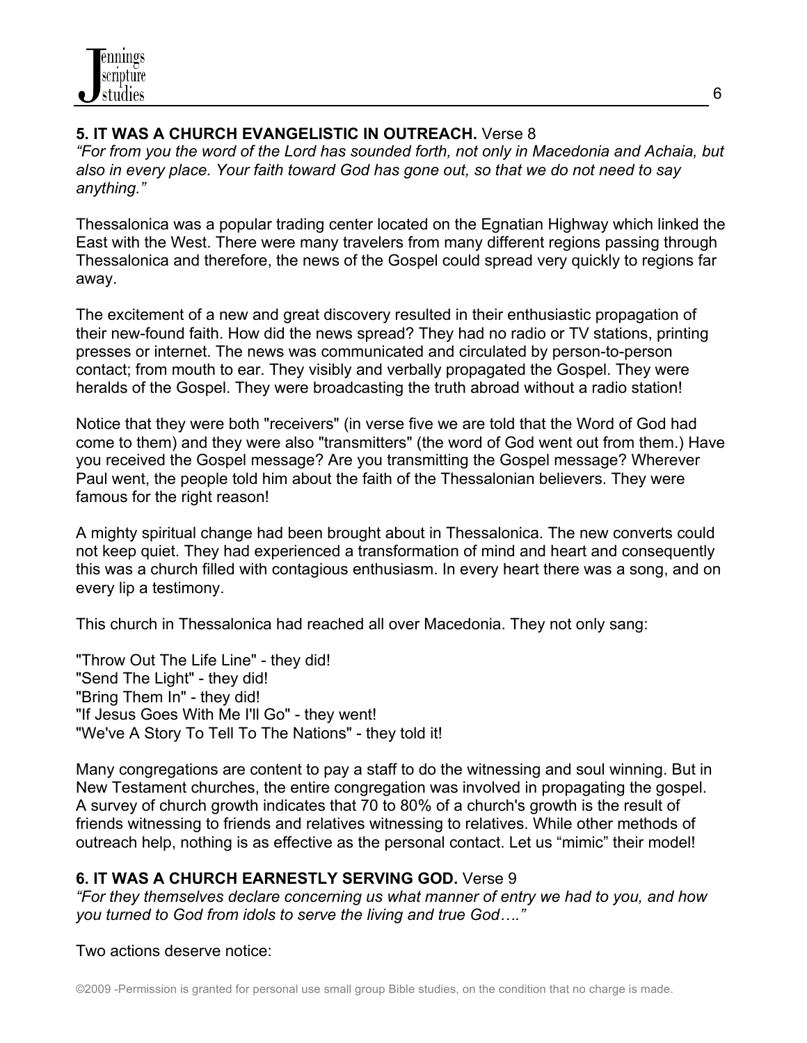**5. IT WAS A CHURCH EVANGELISTIC IN OUTREACH.** Verse 8

*"For from you the word of the Lord has sounded forth, not only in Macedonia and Achaia, but also in every place. Your faith toward God has gone out, so that we do not need to say anything."*

Thessalonica was a popular trading center located on the Egnatian Highway which linked the East with the West. There were many travelers from many different regions passing through Thessalonica and therefore, the news of the Gospel could spread very quickly to regions far away.

The excitement of a new and great discovery resulted in their enthusiastic propagation of their new-found faith. How did the news spread? They had no radio or TV stations, printing presses or internet. The news was communicated and circulated by person-to-person contact; from mouth to ear. They visibly and verbally propagated the Gospel. They were heralds of the Gospel. They were broadcasting the truth abroad without a radio station!

Notice that they were both "receivers" (in verse five we are told that the Word of God had come to them) and they were also "transmitters" (the word of God went out from them.) Have you received the Gospel message? Are you transmitting the Gospel message? Wherever Paul went, the people told him about the faith of the Thessalonian believers. They were famous for the right reason!

A mighty spiritual change had been brought about in Thessalonica. The new converts could not keep quiet. They had experienced a transformation of mind and heart and consequently this was a church filled with contagious enthusiasm. In every heart there was a song, and on every lip a testimony.

This church in Thessalonica had reached all over Macedonia. They not only sang:

"Throw Out The Life Line" - they did!
"Send The Light" - they did!
"Bring Them In" - they did!
"If Jesus Goes With Me I'll Go" - they went!
"We've A Story To Tell To The Nations" - they told it!

Many congregations are content to pay a staff to do the witnessing and soul winning. But in New Testament churches, the entire congregation was involved in propagating the gospel. A survey of church growth indicates that 70 to 80% of a church's growth is the result of friends witnessing to friends and relatives witnessing to relatives. While other methods of outreach help, nothing is as effective as the personal contact. Let us "mimic" their model!

**6. IT WAS A CHURCH EARNESTLY SERVING GOD.** Verse 9

*"For they themselves declare concerning us what manner of entry we had to you, and how you turned to God from idols to serve the living and true God…."*

Two actions deserve notice: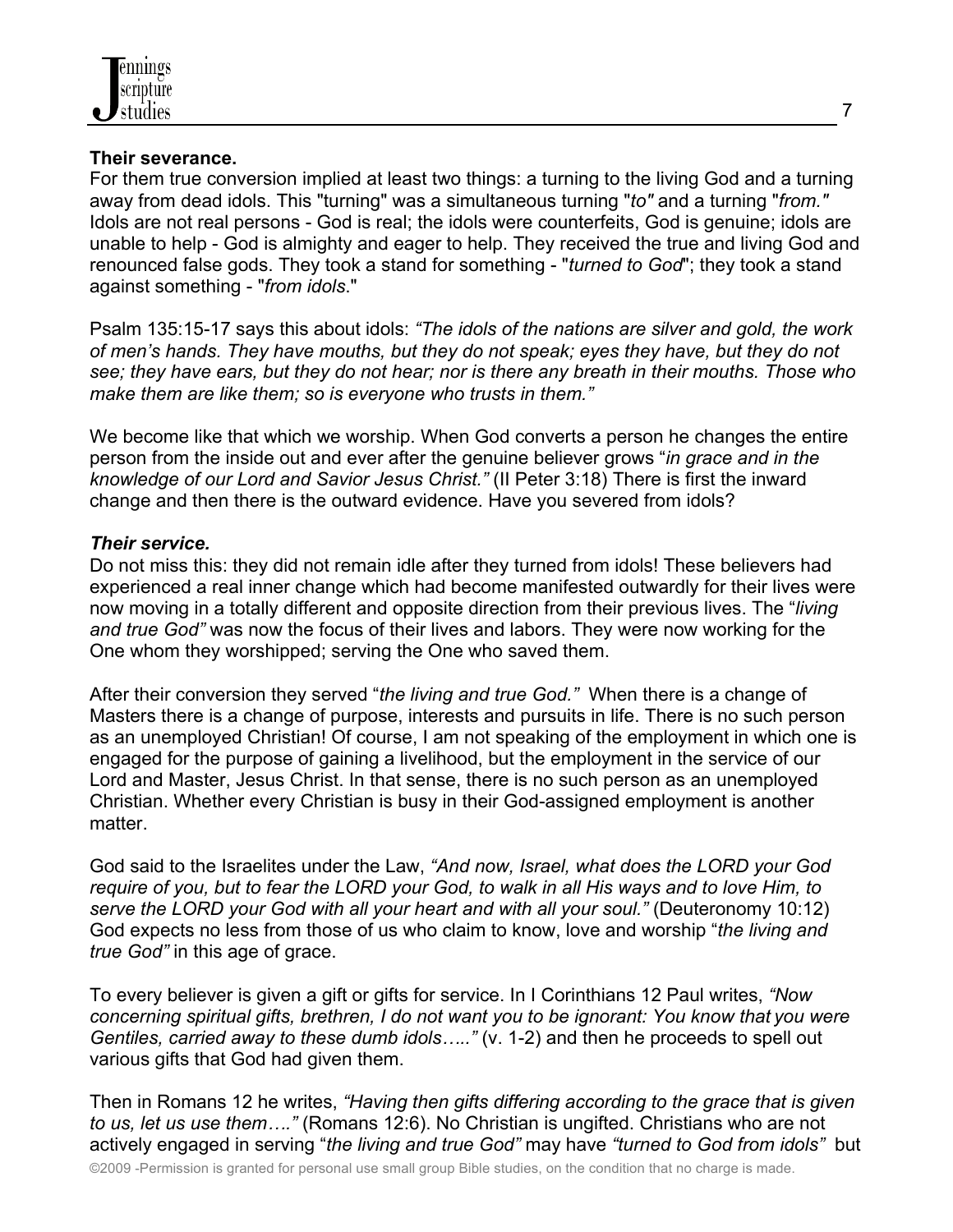**Their severance.**
For them true conversion implied at least two things: a turning to the living God and a turning away from dead idols. This "turning" was a simultaneous turning "*to"* and a turning "*from."* Idols are not real persons - God is real; the idols were counterfeits, God is genuine; idols are unable to help - God is almighty and eager to help. They received the true and living God and renounced false gods. They took a stand for something - "*turned to God*"; they took a stand against something - "*from idols*."

Psalm 135:15-17 says this about idols: *"The idols of the nations are silver and gold, the work of men's hands. They have mouths, but they do not speak; eyes they have, but they do not see; they have ears, but they do not hear; nor is there any breath in their mouths. Those who make them are like them; so is everyone who trusts in them."*

We become like that which we worship. When God converts a person he changes the entire person from the inside out and ever after the genuine believer grows "*in grace and in the knowledge of our Lord and Savior Jesus Christ."* (II Peter 3:18) There is first the inward change and then there is the outward evidence. Have you severed from idols?

***Their service.***
Do not miss this: they did not remain idle after they turned from idols! These believers had experienced a real inner change which had become manifested outwardly for their lives were now moving in a totally different and opposite direction from their previous lives. The "*living and true God"* was now the focus of their lives and labors. They were now working for the One whom they worshipped; serving the One who saved them.

After their conversion they served "*the living and true God."* When there is a change of Masters there is a change of purpose, interests and pursuits in life. There is no such person as an unemployed Christian! Of course, I am not speaking of the employment in which one is engaged for the purpose of gaining a livelihood, but the employment in the service of our Lord and Master, Jesus Christ. In that sense, there is no such person as an unemployed Christian. Whether every Christian is busy in their God-assigned employment is another matter.

God said to the Israelites under the Law, *"And now, Israel, what does the LORD your God require of you, but to fear the LORD your God, to walk in all His ways and to love Him, to serve the LORD your God with all your heart and with all your soul."* (Deuteronomy 10:12) God expects no less from those of us who claim to know, love and worship "*the living and true God"* in this age of grace.

To every believer is given a gift or gifts for service. In I Corinthians 12 Paul writes, *"Now concerning spiritual gifts, brethren, I do not want you to be ignorant: You know that you were Gentiles, carried away to these dumb idols….."* (v. 1-2) and then he proceeds to spell out various gifts that God had given them.

Then in Romans 12 he writes, *"Having then gifts differing according to the grace that is given to us, let us use them…."* (Romans 12:6). No Christian is ungifted. Christians who are not actively engaged in serving "*the living and true God"* may have *"turned to God from idols"* but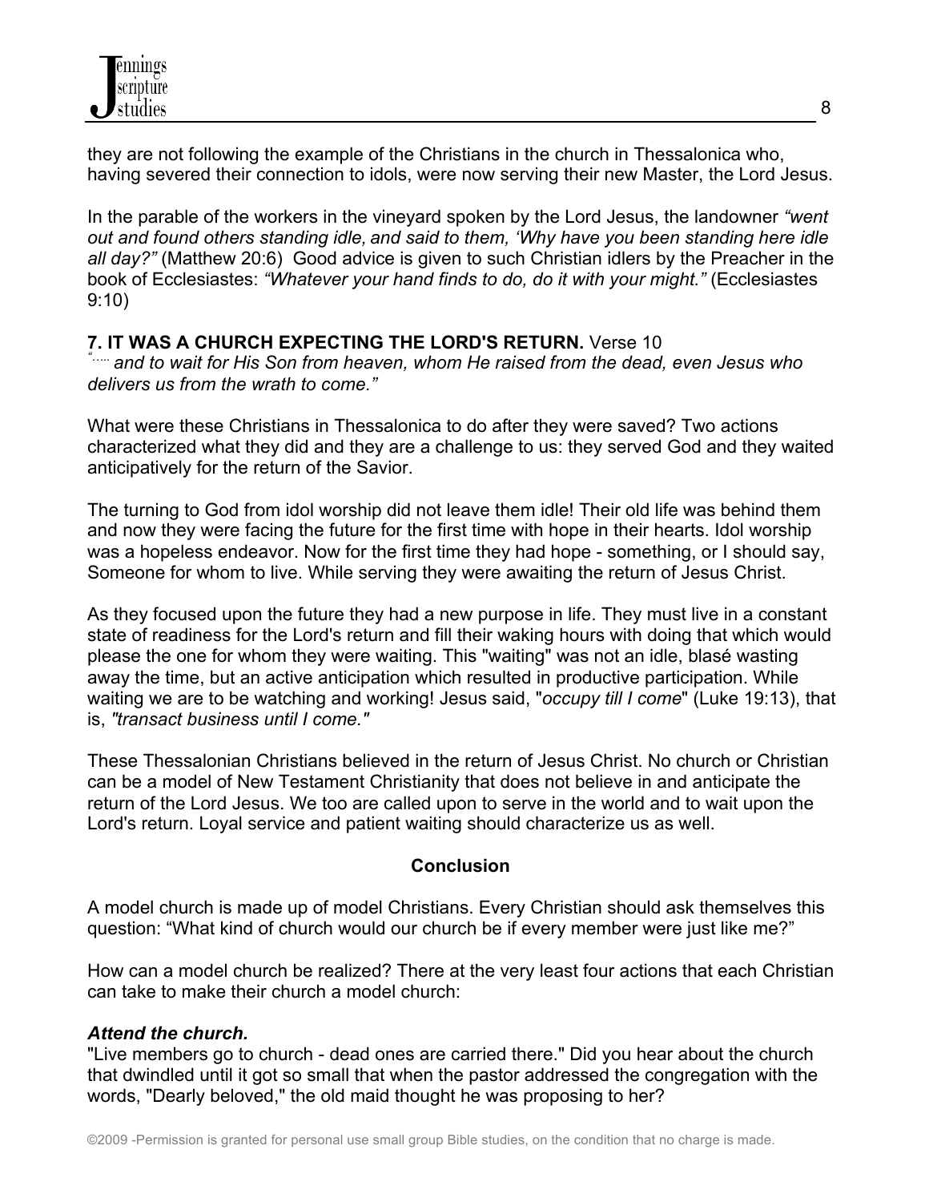they are not following the example of the Christians in the church in Thessalonica who, having severed their connection to idols, were now serving their new Master, the Lord Jesus.

In the parable of the workers in the vineyard spoken by the Lord Jesus, the landowner *"went out and found others standing idle, and said to them, 'Why have you been standing here idle all day?"* (Matthew 20:6) Good advice is given to such Christian idlers by the Preacher in the book of Ecclesiastes: *"Whatever your hand finds to do, do it with your might."* (Ecclesiastes 9:10)

**7. IT WAS A CHURCH EXPECTING THE LORD'S RETURN.** Verse 10

*"….. and to wait for His Son from heaven, whom He raised from the dead, even Jesus who delivers us from the wrath to come."*

What were these Christians in Thessalonica to do after they were saved? Two actions characterized what they did and they are a challenge to us: they served God and they waited anticipatively for the return of the Savior.

The turning to God from idol worship did not leave them idle! Their old life was behind them and now they were facing the future for the first time with hope in their hearts. Idol worship was a hopeless endeavor. Now for the first time they had hope - something, or I should say, Someone for whom to live. While serving they were awaiting the return of Jesus Christ.

As they focused upon the future they had a new purpose in life. They must live in a constant state of readiness for the Lord's return and fill their waking hours with doing that which would please the one for whom they were waiting. This "waiting" was not an idle, blasé wasting away the time, but an active anticipation which resulted in productive participation. While waiting we are to be watching and working! Jesus said, "*occupy till I come*" (Luke 19:13), that is, *"transact business until I come."*

These Thessalonian Christians believed in the return of Jesus Christ. No church or Christian can be a model of New Testament Christianity that does not believe in and anticipate the return of the Lord Jesus. We too are called upon to serve in the world and to wait upon the Lord's return. Loyal service and patient waiting should characterize us as well.

## Conclusion

A model church is made up of model Christians. Every Christian should ask themselves this question: "What kind of church would our church be if every member were just like me?"

How can a model church be realized? There at the very least four actions that each Christian can take to make their church a model church:

***Attend the church.***

"Live members go to church - dead ones are carried there." Did you hear about the church that dwindled until it got so small that when the pastor addressed the congregation with the words, "Dearly beloved," the old maid thought he was proposing to her?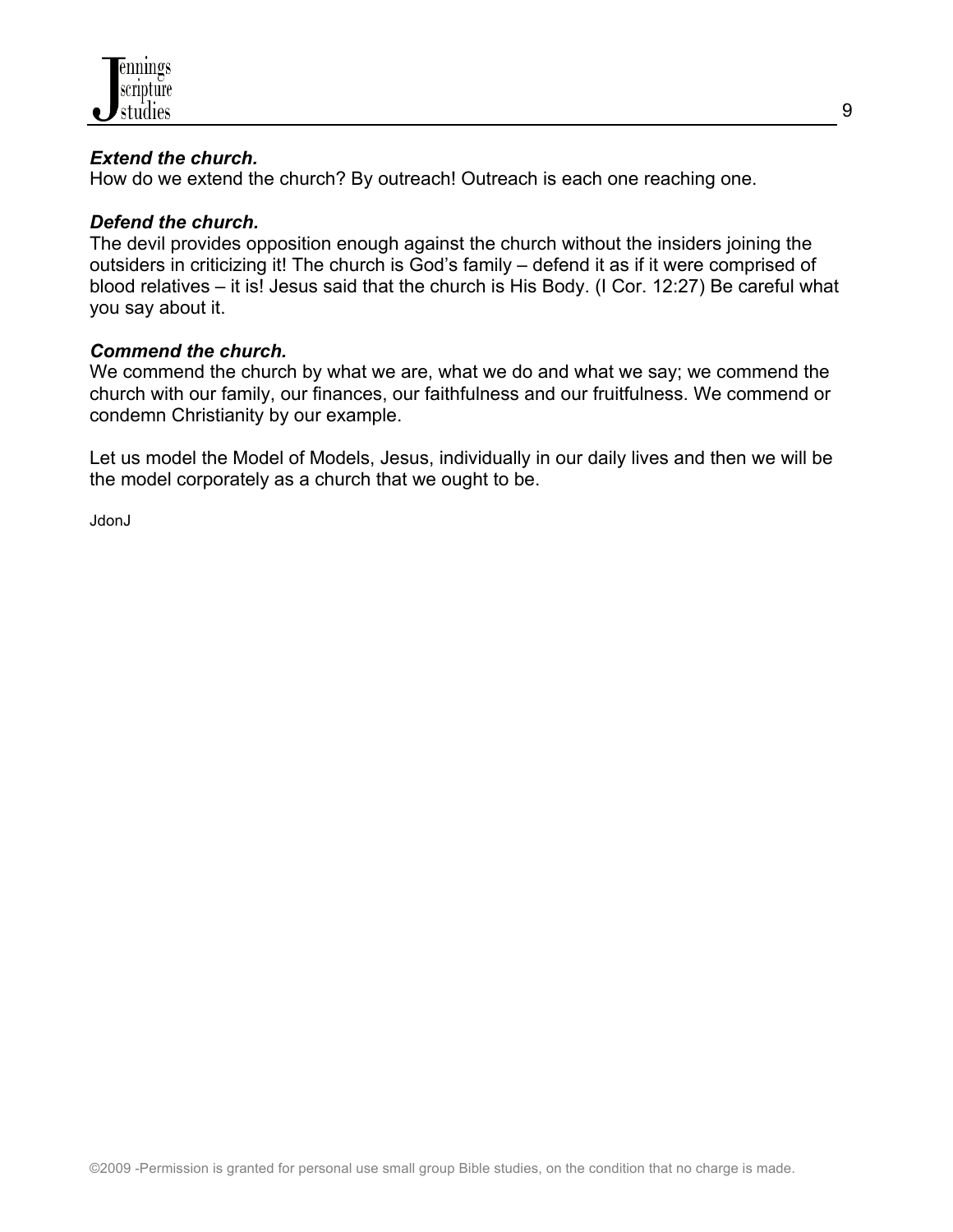***Extend the church.***
How do we extend the church? By outreach! Outreach is each one reaching one.

***Defend the church.***
The devil provides opposition enough against the church without the insiders joining the outsiders in criticizing it! The church is God's family – defend it as if it were comprised of blood relatives – it is! Jesus said that the church is His Body. (I Cor. 12:27) Be careful what you say about it.

***Commend the church.***
We commend the church by what we are, what we do and what we say; we commend the church with our family, our finances, our faithfulness and our fruitfulness. We commend or condemn Christianity by our example.

Let us model the Model of Models, Jesus, individually in our daily lives and then we will be the model corporately as a church that we ought to be.

JdonJ

©2009 -Permission is granted for personal use small group Bible studies, on the condition that no charge is made.